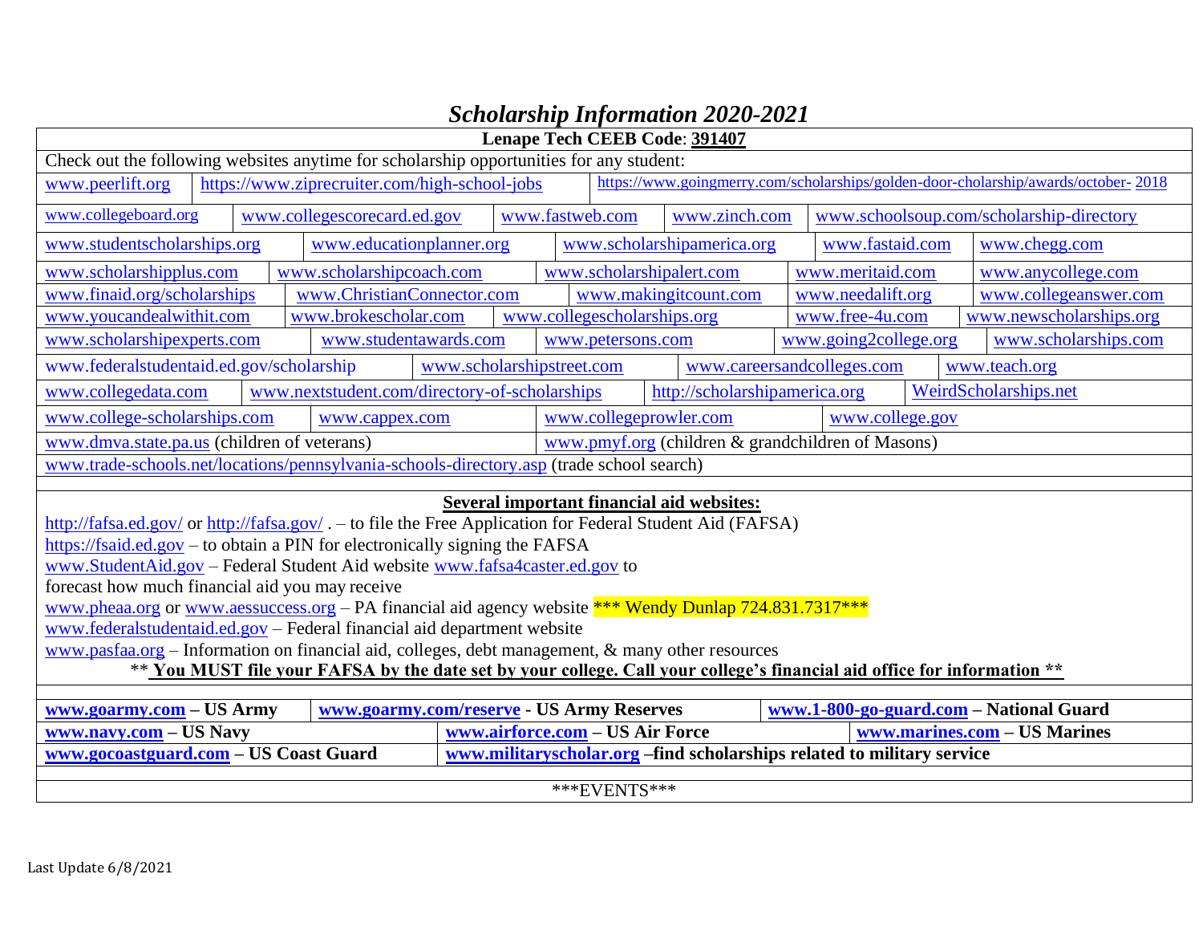# *Scholarship Information 2020-2021*

**Lenape Tech CEEB Code**: **391407**

Check out the following websites anytime for scholarship opportunities for any student:

| | | | | |
|---|---|---|---|---|
| www.peerlift.org | https://www.ziprecruiter.com/high-school-jobs | https://www.goingmerry.com/scholarships/golden-door-cholarship/awards/october- 2018 | | |
| www.collegeboard.org | www.collegescorecard.ed.gov | www.fastweb.com | www.zinch.com | www.schoolsoup.com/scholarship-directory |
| www.studentscholarships.org | www.educationplanner.org | www.scholarshipamerica.org | www.fastaid.com | www.chegg.com |
| www.scholarshipplus.com | www.scholarshipcoach.com | www.scholarshipalert.com | www.meritaid.com | www.anycollege.com |
| www.finaid.org/scholarships | www.ChristianConnector.com | www.makingitcount.com | www.needalift.org | www.collegeanswer.com |
| www.youcandealwithit.com | www.brokescholar.com | www.collegescholarships.org | www.free-4u.com | www.newscholarships.org |
| www.scholarshipexperts.com | www.studentawards.com | www.petersons.com | www.going2college.org | www.scholarships.com |
| www.federalstudentaid.ed.gov/scholarship | www.scholarshipstreet.com | www.careersandcolleges.com | www.teach.org | |
| www.collegedata.com | www.nextstudent.com/directory-of-scholarships | http://scholarshipamerica.org | WeirdScholarships.net | |
| www.college-scholarships.com | www.cappex.com | www.collegeprowler.com | www.college.gov | |
| www.dmva.state.pa.us (children of veterans) | www.pmyf.org (children & grandchildren of Masons) | | | |
| www.trade-schools.net/locations/pennsylvania-schools-directory.asp (trade school search) | | | | |

**Several important financial aid websites:**

http://fafsa.ed.gov/ or http://fafsa.gov/ . – to file the Free Application for Federal Student Aid (FAFSA)
https://fsaid.ed.gov – to obtain a PIN for electronically signing the FAFSA
www.StudentAid.gov – Federal Student Aid website www.fafsa4caster.ed.gov to forecast how much financial aid you may receive
www.pheaa.org or www.aessuccess.org – PA financial aid agency website *** Wendy Dunlap 724.831.7317***
www.federalstudentaid.ed.gov – Federal financial aid department website
www.pasfaa.org – Information on financial aid, colleges, debt management, & many other resources

** **You MUST file your FAFSA by the date set by your college. Call your college's financial aid office for information** **

| | | |
|---|---|---|
| **www.goarmy.com – US Army** | **www.goarmy.com/reserve - US Army Reserves** | **www.1-800-go-guard.com – National Guard** |
| **www.navy.com – US Navy** | **www.airforce.com – US Air Force** | **www.marines.com – US Marines** |
| **www.gocoastguard.com – US Coast Guard** | **www.militaryscholar.org –find scholarships related to military service** | |

***EVENTS***

Last Update 6/8/2021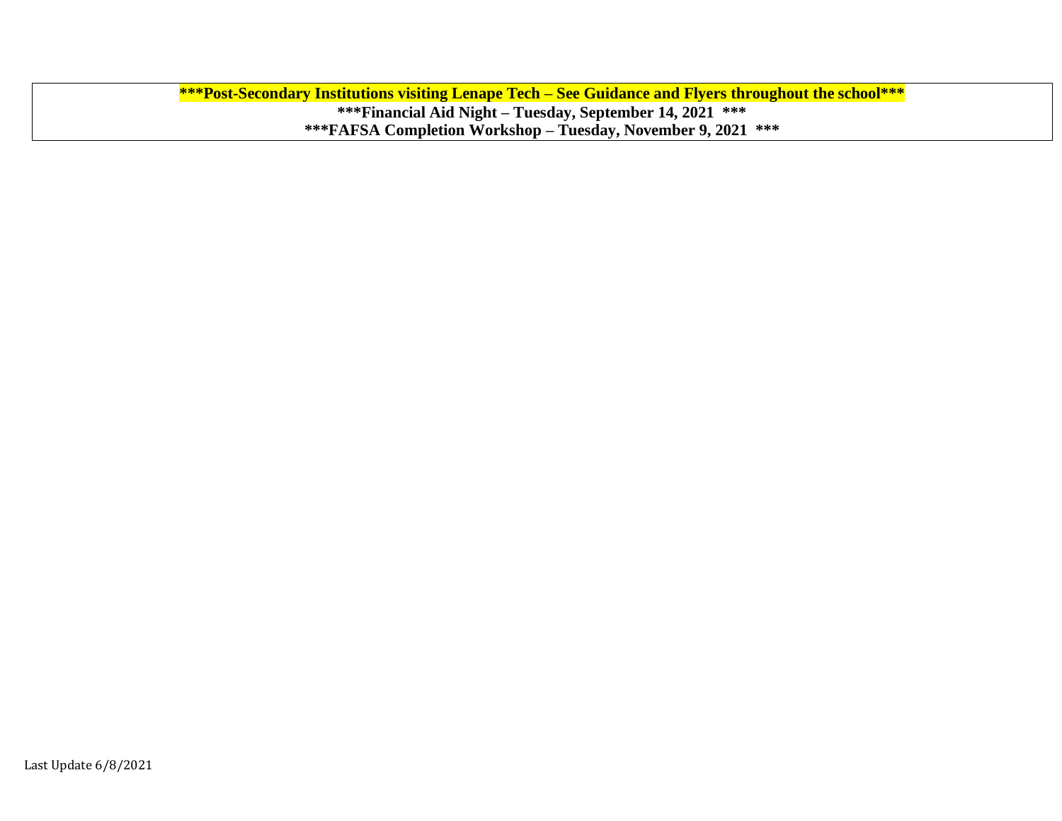**\*\*\*Post-Secondary Institutions visiting Lenape Tech – See Guidance and Flyers throughout the school\*\*\***

**\*\*\*Financial Aid Night – Tuesday, September 14, 2021 \*\*\***

**\*\*\*FAFSA Completion Workshop – Tuesday, November 9, 2021 \*\*\***

Last Update 6/8/2021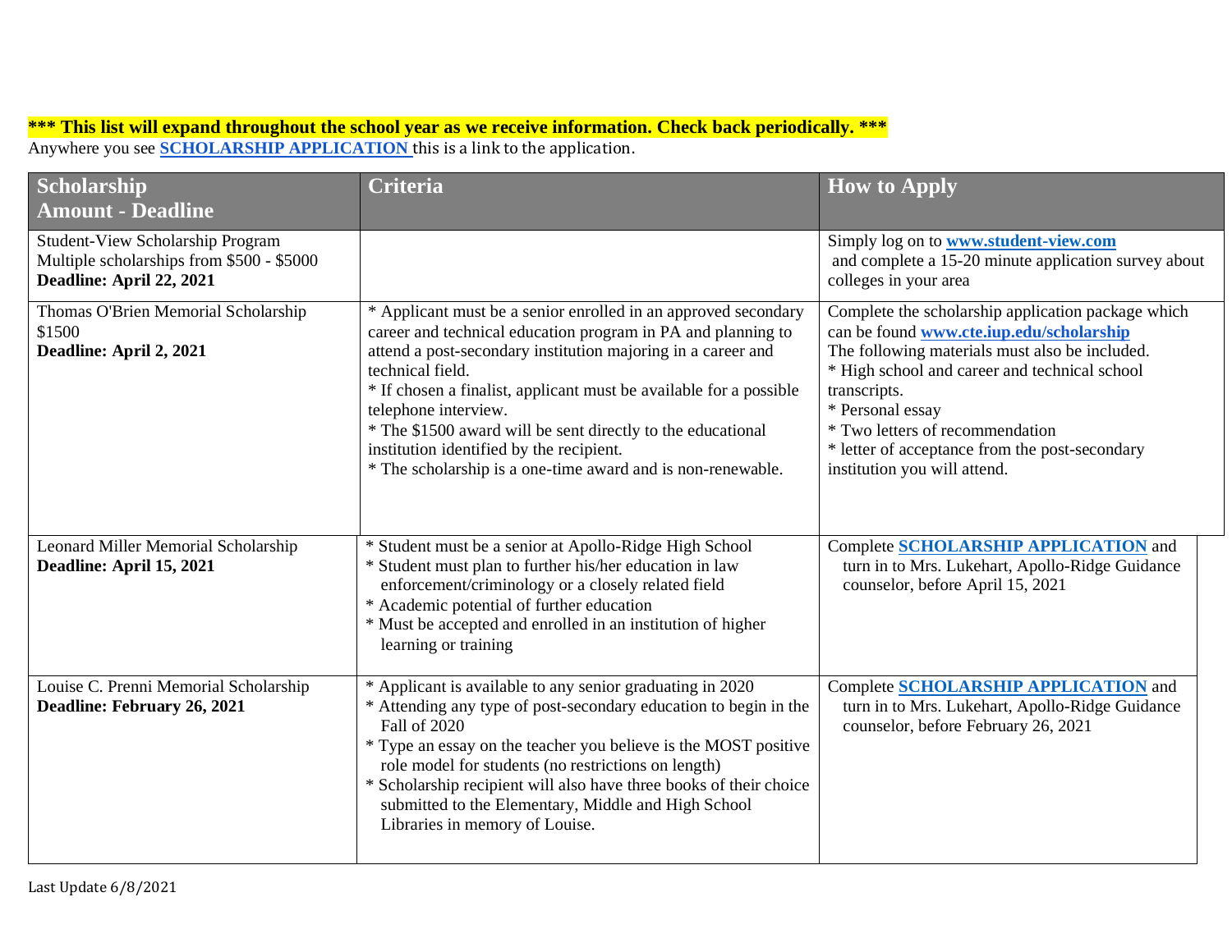**\*\*\* This list will expand throughout the school year as we receive information. Check back periodically. \*\*\***

Anywhere you see **SCHOLARSHIP APPLICATION** this is a link to the application.

| Scholarship<br>Amount - Deadline | Criteria | How to Apply |
|---|---|---|
| Student-View Scholarship Program<br>Multiple scholarships from $500 - $5000<br>**Deadline: April 22, 2021** | | Simply log on to **www.student-view.com** and complete a 15-20 minute application survey about colleges in your area |
| Thomas O'Brien Memorial Scholarship<br>$1500<br>**Deadline: April 2, 2021** | * Applicant must be a senior enrolled in an approved secondary career and technical education program in PA and planning to attend a post-secondary institution majoring in a career and technical field.<br>* If chosen a finalist, applicant must be available for a possible telephone interview.<br>* The $1500 award will be sent directly to the educational institution identified by the recipient.<br>* The scholarship is a one-time award and is non-renewable. | Complete the scholarship application package which can be found **www.cte.iup.edu/scholarship**<br>The following materials must also be included.<br>* High school and career and technical school transcripts.<br>* Personal essay<br>* Two letters of recommendation<br>* letter of acceptance from the post-secondary institution you will attend. |
| Leonard Miller Memorial Scholarship<br>**Deadline: April 15, 2021** | * Student must be a senior at Apollo-Ridge High School<br>* Student must plan to further his/her education in law enforcement/criminology or a closely related field<br>* Academic potential of further education<br>* Must be accepted and enrolled in an institution of higher learning or training | Complete **SCHOLARSHIP APPLICATION** and turn in to Mrs. Lukehart, Apollo-Ridge Guidance counselor, before April 15, 2021 |
| Louise C. Prenni Memorial Scholarship<br>**Deadline: February 26, 2021** | * Applicant is available to any senior graduating in 2020<br>* Attending any type of post-secondary education to begin in the Fall of 2020<br>* Type an essay on the teacher you believe is the MOST positive role model for students (no restrictions on length)<br>* Scholarship recipient will also have three books of their choice submitted to the Elementary, Middle and High School Libraries in memory of Louise. | Complete **SCHOLARSHIP APPLICATION** and turn in to Mrs. Lukehart, Apollo-Ridge Guidance counselor, before February 26, 2021 |

Last Update 6/8/2021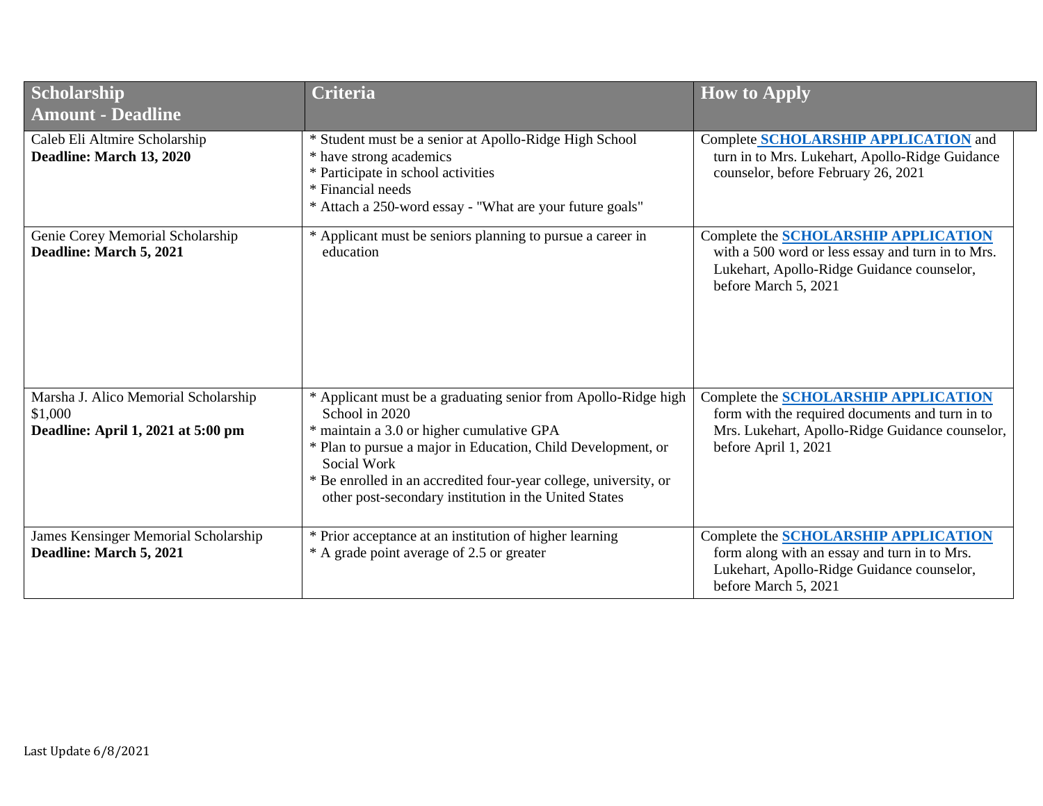| Scholarship Amount - Deadline | Criteria | How to Apply |
| --- | --- | --- |
| Caleb Eli Altmire Scholarship<br>**Deadline: March 13, 2020** | * Student must be a senior at Apollo-Ridge High School<br>* have strong academics<br>* Participate in school activities<br>* Financial needs<br>* Attach a 250-word essay - "What are your future goals" | Complete **SCHOLARSHIP APPLICATION** and turn in to Mrs. Lukehart, Apollo-Ridge Guidance counselor, before February 26, 2021 |
| Genie Corey Memorial Scholarship<br>**Deadline: March 5, 2021** | * Applicant must be seniors planning to pursue a career in education | Complete the **SCHOLARSHIP APPLICATION** with a 500 word or less essay and turn in to Mrs. Lukehart, Apollo-Ridge Guidance counselor, before March 5, 2021 |
| Marsha J. Alico Memorial Scholarship<br>$1,000<br>**Deadline: April 1, 2021 at 5:00 pm** | * Applicant must be a graduating senior from Apollo-Ridge high School in 2020<br>* maintain a 3.0 or higher cumulative GPA<br>* Plan to pursue a major in Education, Child Development, or Social Work<br>* Be enrolled in an accredited four-year college, university, or other post-secondary institution in the United States | Complete the **SCHOLARSHIP APPLICATION** form with the required documents and turn in to Mrs. Lukehart, Apollo-Ridge Guidance counselor, before April 1, 2021 |
| James Kensinger Memorial Scholarship<br>**Deadline: March 5, 2021** | * Prior acceptance at an institution of higher learning<br>* A grade point average of 2.5 or greater | Complete the **SCHOLARSHIP APPLICATION** form along with an essay and turn in to Mrs. Lukehart, Apollo-Ridge Guidance counselor, before March 5, 2021 |

Last Update 6/8/2021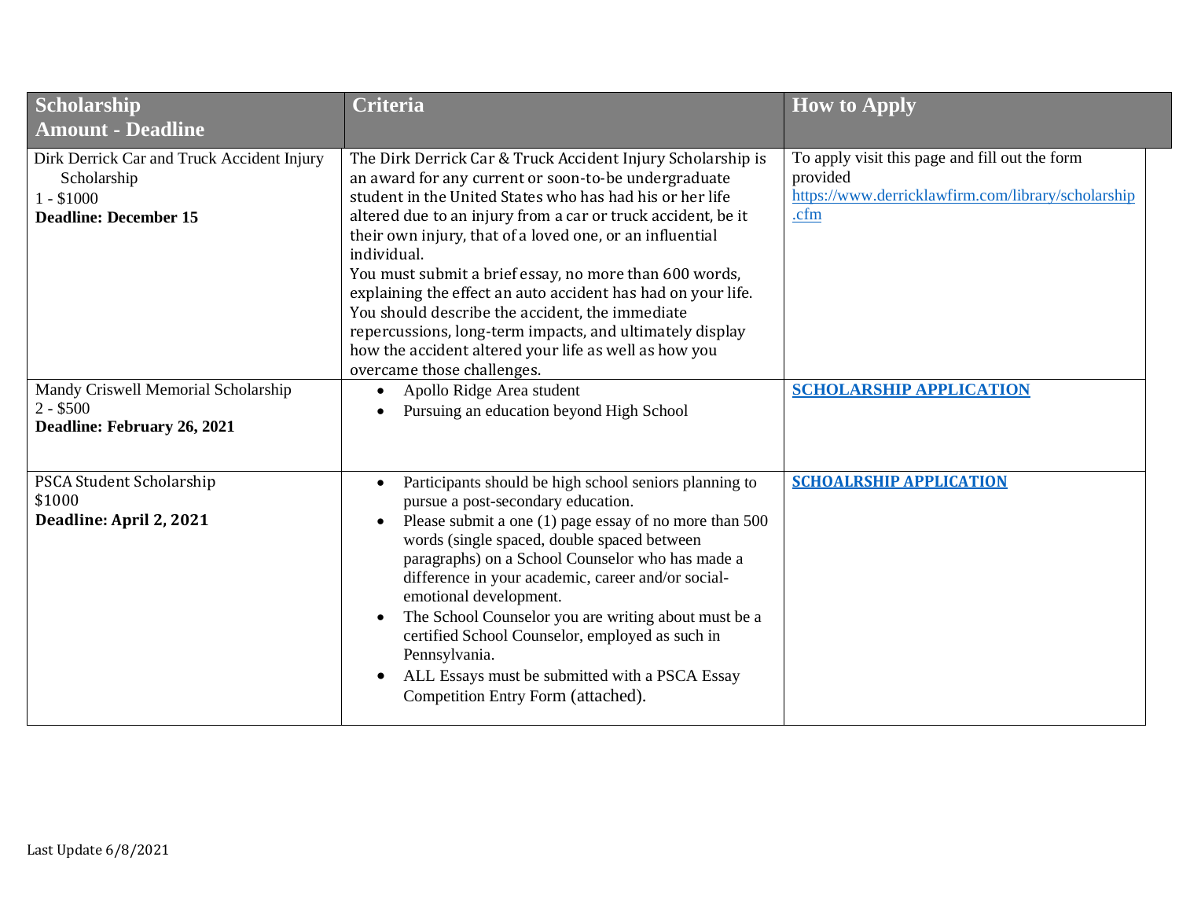| Scholarship<br>Amount - Deadline | Criteria | How to Apply |
|---|---|---|
| Dirk Derrick Car and Truck Accident Injury Scholarship<br>1 - $1000<br>**Deadline: December 15** | The Dirk Derrick Car & Truck Accident Injury Scholarship is an award for any current or soon-to-be undergraduate student in the United States who has had his or her life altered due to an injury from a car or truck accident, be it their own injury, that of a loved one, or an influential individual.<br>You must submit a brief essay, no more than 600 words, explaining the effect an auto accident has had on your life. You should describe the accident, the immediate repercussions, long-term impacts, and ultimately display how the accident altered your life as well as how you overcame those challenges. | To apply visit this page and fill out the form provided<br>https://www.derricklawfirm.com/library/scholarship.cfm |
| Mandy Criswell Memorial Scholarship<br>2 - $500<br>**Deadline: February 26, 2021** | • Apollo Ridge Area student<br>• Pursuing an education beyond High School | **SCHOLARSHIP APPLICATION** |
| PSCA Student Scholarship<br>$1000<br>**Deadline: April 2, 2021** | • Participants should be high school seniors planning to pursue a post-secondary education.<br>• Please submit a one (1) page essay of no more than 500 words (single spaced, double spaced between paragraphs) on a School Counselor who has made a difference in your academic, career and/or social-emotional development.<br>• The School Counselor you are writing about must be a certified School Counselor, employed as such in Pennsylvania.<br>• ALL Essays must be submitted with a PSCA Essay Competition Entry Form (attached). | **SCHOALRSHIP APPLICATION** |

Last Update 6/8/2021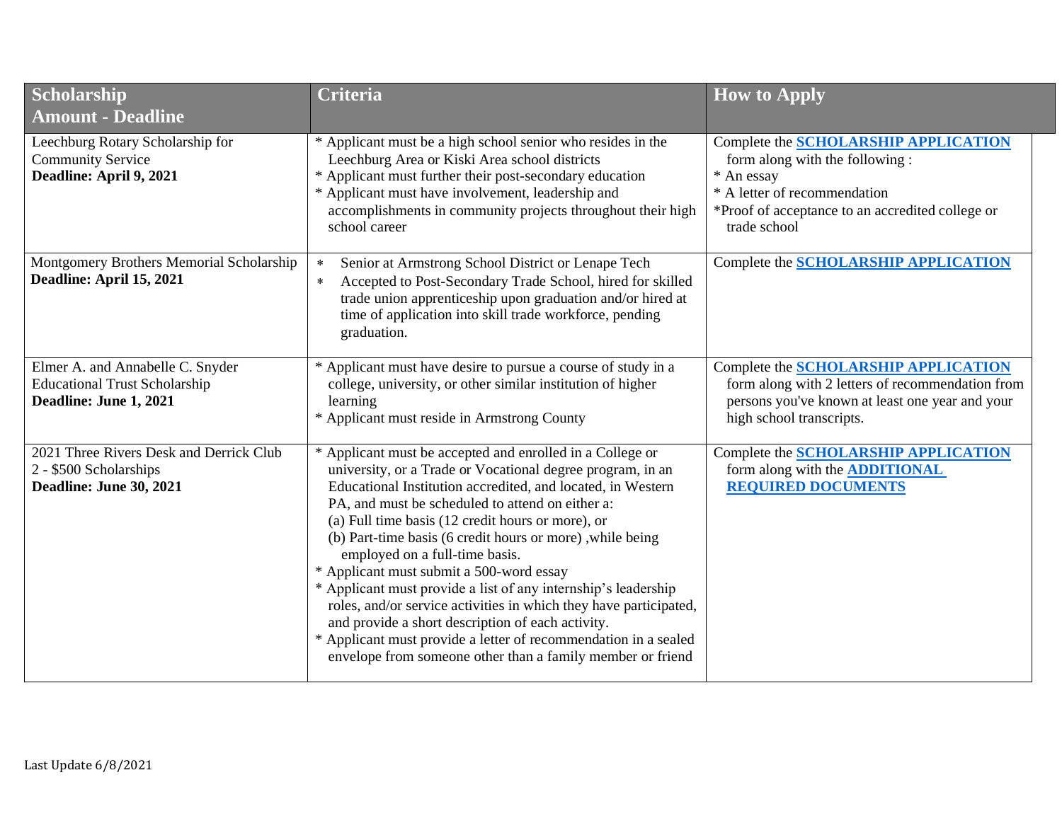| Scholarship<br>Amount - Deadline | Criteria | How to Apply |
|---|---|---|
| Leechburg Rotary Scholarship for Community Service<br>**Deadline: April 9, 2021** | * Applicant must be a high school senior who resides in the Leechburg Area or Kiski Area school districts<br>* Applicant must further their post-secondary education<br>* Applicant must have involvement, leadership and accomplishments in community projects throughout their high school career | Complete the **SCHOLARSHIP APPLICATION** form along with the following :<br>* An essay<br>* A letter of recommendation<br>*Proof of acceptance to an accredited college or trade school |
| Montgomery Brothers Memorial Scholarship<br>**Deadline: April 15, 2021** | * Senior at Armstrong School District or Lenape Tech<br>* Accepted to Post-Secondary Trade School, hired for skilled trade union apprenticeship upon graduation and/or hired at time of application into skill trade workforce, pending graduation. | Complete the **SCHOLARSHIP APPLICATION** |
| Elmer A. and Annabelle C. Snyder Educational Trust Scholarship<br>**Deadline: June 1, 2021** | * Applicant must have desire to pursue a course of study in a college, university, or other similar institution of higher learning<br>* Applicant must reside in Armstrong County | Complete the **SCHOLARSHIP APPLICATION** form along with 2 letters of recommendation from persons you've known at least one year and your high school transcripts. |
| 2021 Three Rivers Desk and Derrick Club<br>2 - $500 Scholarships<br>**Deadline: June 30, 2021** | * Applicant must be accepted and enrolled in a College or university, or a Trade or Vocational degree program, in an Educational Institution accredited, and located, in Western PA, and must be scheduled to attend on either a:<br>(a) Full time basis (12 credit hours or more), or<br>(b) Part-time basis (6 credit hours or more) ,while being employed on a full-time basis.<br>* Applicant must submit a 500-word essay<br>* Applicant must provide a list of any internship's leadership roles, and/or service activities in which they have participated, and provide a short description of each activity.<br>* Applicant must provide a letter of recommendation in a sealed envelope from someone other than a family member or friend | Complete the **SCHOLARSHIP APPLICATION** form along with the **ADDITIONAL REQUIRED DOCUMENTS** |

Last Update 6/8/2021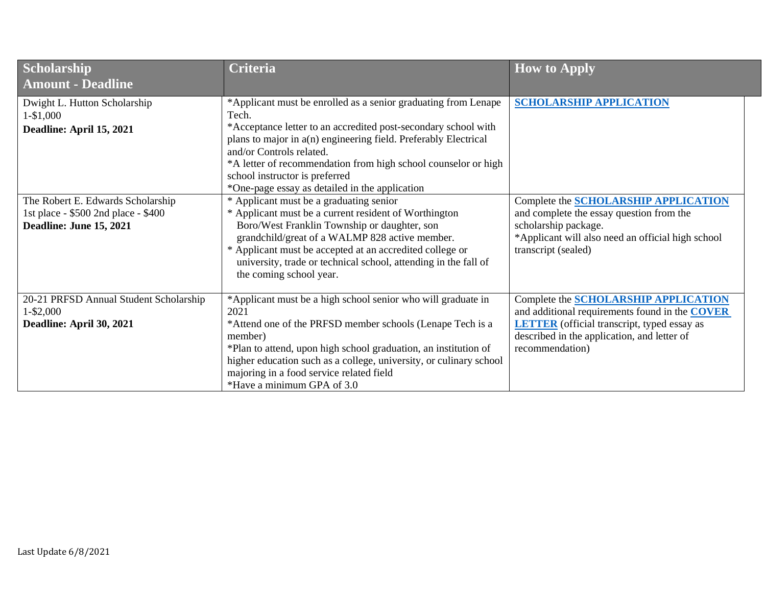| Scholarship<br>Amount - Deadline | Criteria | How to Apply |
|---|---|---|
| Dwight L. Hutton Scholarship<br>1-$1,000<br>**Deadline: April 15, 2021** | *Applicant must be enrolled as a senior graduating from Lenape Tech.<br>*Acceptance letter to an accredited post-secondary school with plans to major in a(n) engineering field. Preferably Electrical and/or Controls related.<br>*A letter of recommendation from high school counselor or high school instructor is preferred<br>*One-page essay as detailed in the application | **SCHOLARSHIP APPLICATION** |
| The Robert E. Edwards Scholarship<br>1st place - $500 2nd place - $400<br>**Deadline: June 15, 2021** | * Applicant must be a graduating senior<br>* Applicant must be a current resident of Worthington Boro/West Franklin Township or daughter, son grandchild/great of a WALMP 828 active member.<br>* Applicant must be accepted at an accredited college or university, trade or technical school, attending in the fall of the coming school year. | Complete the **SCHOLARSHIP APPLICATION** and complete the essay question from the scholarship package.<br>*Applicant will also need an official high school transcript (sealed) |
| 20-21 PRFSD Annual Student Scholarship<br>1-$2,000<br>**Deadline: April 30, 2021** | *Applicant must be a high school senior who will graduate in 2021<br>*Attend one of the PRFSD member schools (Lenape Tech is a member)<br>*Plan to attend, upon high school graduation, an institution of higher education such as a college, university, or culinary school majoring in a food service related field<br>*Have a minimum GPA of 3.0 | Complete the **SCHOLARSHIP APPLICATION** and additional requirements found in the **COVER LETTER** (official transcript, typed essay as described in the application, and letter of recommendation) |

Last Update 6/8/2021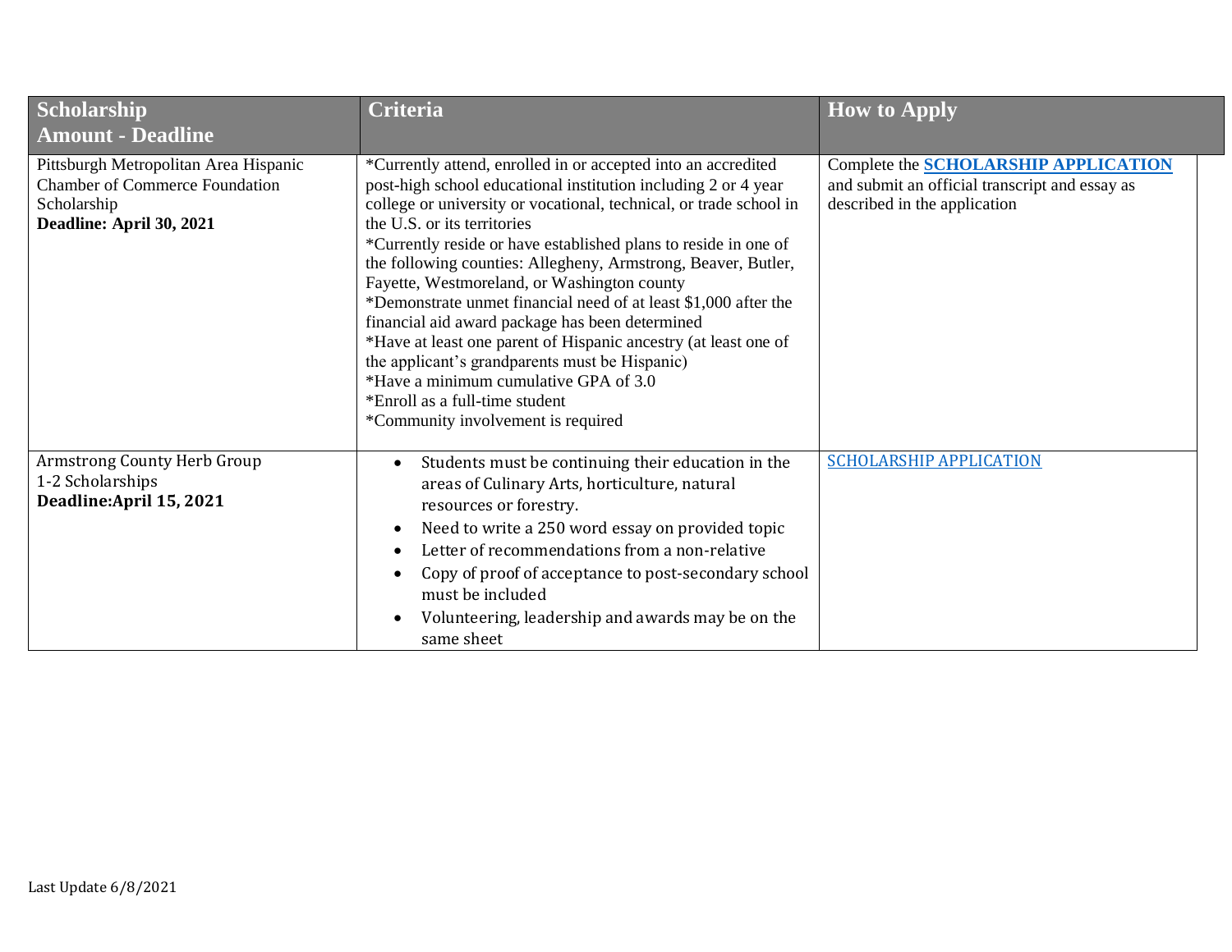| Scholarship<br>Amount - Deadline | Criteria | How to Apply |
|---|---|---|
| Pittsburgh Metropolitan Area Hispanic Chamber of Commerce Foundation Scholarship<br>**Deadline: April 30, 2021** | *Currently attend, enrolled in or accepted into an accredited post-high school educational institution including 2 or 4 year college or university or vocational, technical, or trade school in the U.S. or its territories<br>*Currently reside or have established plans to reside in one of the following counties: Allegheny, Armstrong, Beaver, Butler, Fayette, Westmoreland, or Washington county<br>*Demonstrate unmet financial need of at least $1,000 after the financial aid award package has been determined<br>*Have at least one parent of Hispanic ancestry (at least one of the applicant's grandparents must be Hispanic)<br>*Have a minimum cumulative GPA of 3.0<br>*Enroll as a full-time student<br>*Community involvement is required | Complete the **SCHOLARSHIP APPLICATION** and submit an official transcript and essay as described in the application |
| Armstrong County Herb Group<br>1-2 Scholarships<br>**Deadline:April 15, 2021** | • Students must be continuing their education in the areas of Culinary Arts, horticulture, natural resources or forestry.<br>• Need to write a 250 word essay on provided topic<br>• Letter of recommendations from a non-relative<br>• Copy of proof of acceptance to post-secondary school must be included<br>• Volunteering, leadership and awards may be on the same sheet | SCHOLARSHIP APPLICATION |

Last Update 6/8/2021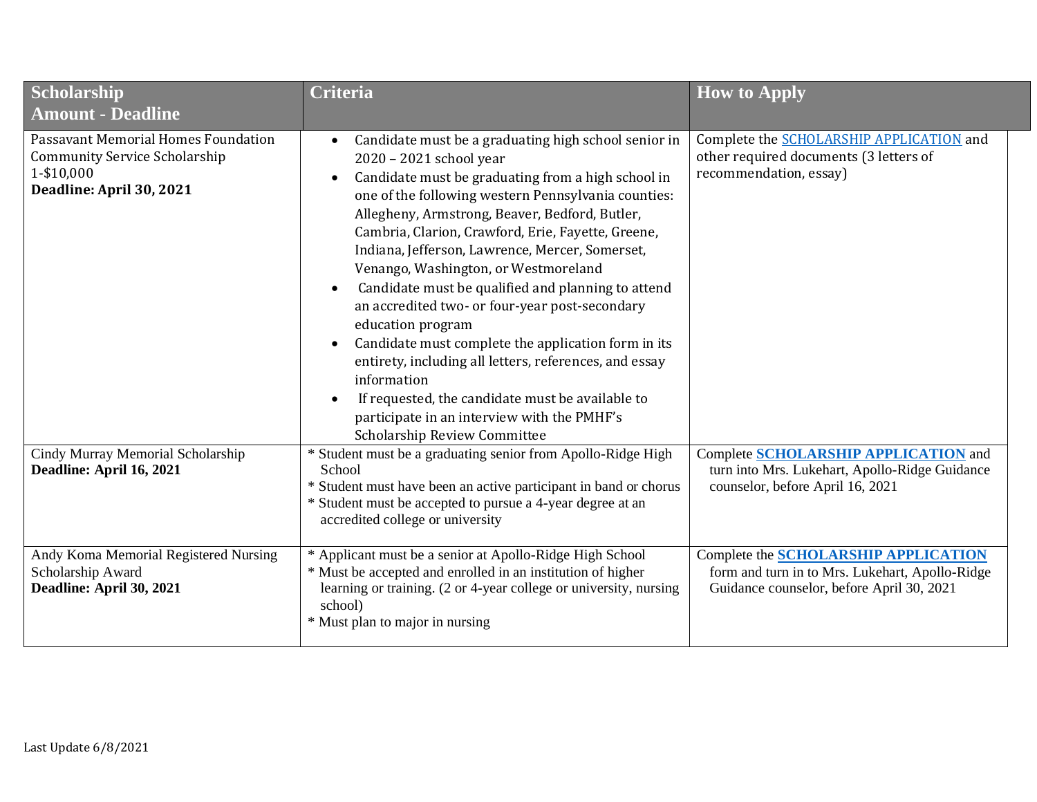| Scholarship<br>Amount - Deadline | Criteria | How to Apply |
|---|---|---|
| Passavant Memorial Homes Foundation Community Service Scholarship<br>1-$10,000<br>**Deadline: April 30, 2021** | • Candidate must be a graduating high school senior in 2020 – 2021 school year<br>• Candidate must be graduating from a high school in one of the following western Pennsylvania counties: Allegheny, Armstrong, Beaver, Bedford, Butler, Cambria, Clarion, Crawford, Erie, Fayette, Greene, Indiana, Jefferson, Lawrence, Mercer, Somerset, Venango, Washington, or Westmoreland<br>• Candidate must be qualified and planning to attend an accredited two- or four-year post-secondary education program<br>• Candidate must complete the application form in its entirety, including all letters, references, and essay information<br>• If requested, the candidate must be available to participate in an interview with the PMHF's Scholarship Review Committee | Complete the SCHOLARSHIP APPLICATION and other required documents (3 letters of recommendation, essay) |
| Cindy Murray Memorial Scholarship<br>**Deadline: April 16, 2021** | * Student must be a graduating senior from Apollo-Ridge High School<br>* Student must have been an active participant in band or chorus<br>* Student must be accepted to pursue a 4-year degree at an accredited college or university | Complete **SCHOLARSHIP APPLICATION** and turn into Mrs. Lukehart, Apollo-Ridge Guidance counselor, before April 16, 2021 |
| Andy Koma Memorial Registered Nursing Scholarship Award<br>**Deadline: April 30, 2021** | * Applicant must be a senior at Apollo-Ridge High School<br>* Must be accepted and enrolled in an institution of higher learning or training. (2 or 4-year college or university, nursing school)<br>* Must plan to major in nursing | Complete the **SCHOLARSHIP APPLICATION** form and turn in to Mrs. Lukehart, Apollo-Ridge Guidance counselor, before April 30, 2021 |

Last Update 6/8/2021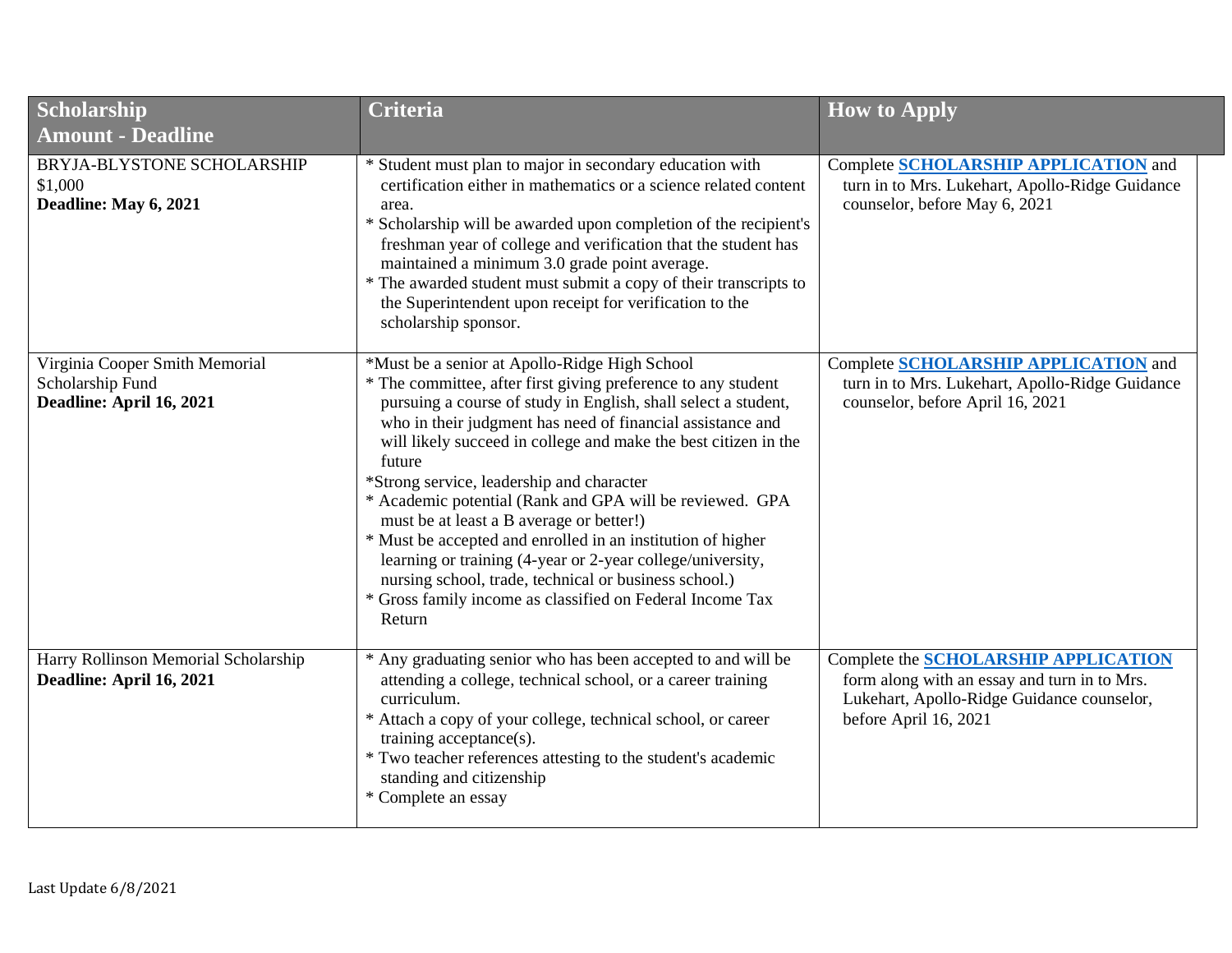| Scholarship Amount - Deadline | Criteria | How to Apply |
|---|---|---|
| BRYJA-BLYSTONE SCHOLARSHIP<br>$1,000<br>**Deadline: May 6, 2021** | * Student must plan to major in secondary education with certification either in mathematics or a science related content area.<br>* Scholarship will be awarded upon completion of the recipient's freshman year of college and verification that the student has maintained a minimum 3.0 grade point average.<br>* The awarded student must submit a copy of their transcripts to the Superintendent upon receipt for verification to the scholarship sponsor. | Complete **SCHOLARSHIP APPLICATION** and turn in to Mrs. Lukehart, Apollo-Ridge Guidance counselor, before May 6, 2021 |
| Virginia Cooper Smith Memorial Scholarship Fund<br>**Deadline: April 16, 2021** | *Must be a senior at Apollo-Ridge High School<br>* The committee, after first giving preference to any student pursuing a course of study in English, shall select a student, who in their judgment has need of financial assistance and will likely succeed in college and make the best citizen in the future<br>*Strong service, leadership and character<br>* Academic potential (Rank and GPA will be reviewed. GPA must be at least a B average or better!)<br>* Must be accepted and enrolled in an institution of higher learning or training (4-year or 2-year college/university, nursing school, trade, technical or business school.)<br>* Gross family income as classified on Federal Income Tax Return | Complete **SCHOLARSHIP APPLICATION** and turn in to Mrs. Lukehart, Apollo-Ridge Guidance counselor, before April 16, 2021 |
| Harry Rollinson Memorial Scholarship<br>**Deadline: April 16, 2021** | * Any graduating senior who has been accepted to and will be attending a college, technical school, or a career training curriculum.<br>* Attach a copy of your college, technical school, or career training acceptance(s).<br>* Two teacher references attesting to the student's academic standing and citizenship<br>* Complete an essay | Complete the **SCHOLARSHIP APPLICATION** form along with an essay and turn in to Mrs. Lukehart, Apollo-Ridge Guidance counselor, before April 16, 2021 |

Last Update 6/8/2021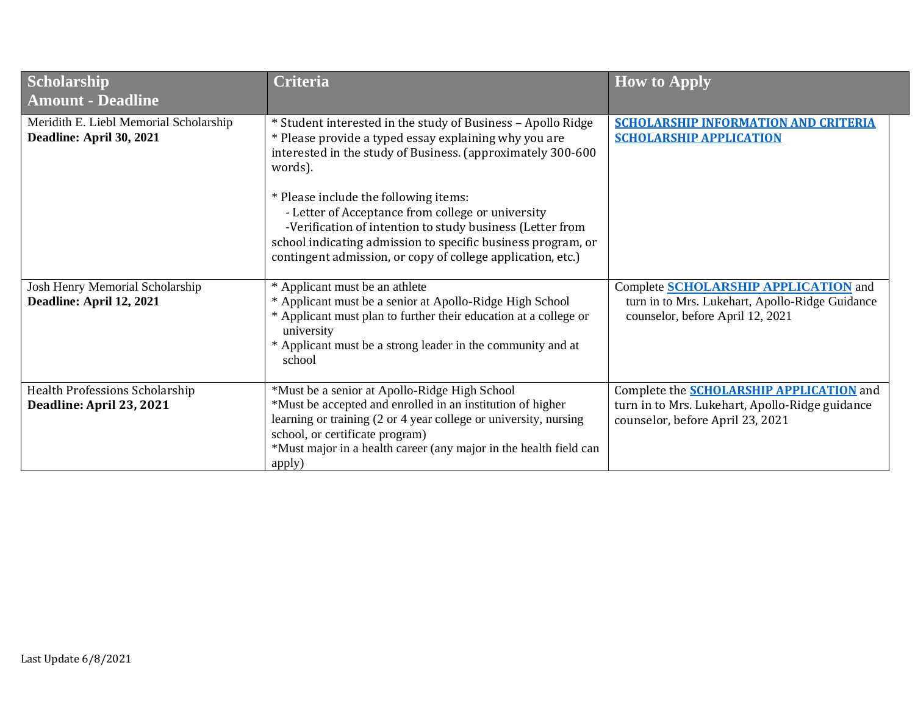| Scholarship Amount - Deadline | Criteria | How to Apply |
| --- | --- | --- |
| Meridith E. Liebl Memorial Scholarship **Deadline: April 30, 2021** | * Student interested in the study of Business – Apollo Ridge<br>* Please provide a typed essay explaining why you are interested in the study of Business. (approximately 300-600 words).<br><br>* Please include the following items:<br>- Letter of Acceptance from college or university<br>-Verification of intention to study business (Letter from school indicating admission to specific business program, or contingent admission, or copy of college application, etc.) | **SCHOLARSHIP INFORMATION AND CRITERIA**<br>**SCHOLARSHIP APPLICATION** |
| Josh Henry Memorial Scholarship **Deadline: April 12, 2021** | * Applicant must be an athlete<br>* Applicant must be a senior at Apollo-Ridge High School<br>* Applicant must plan to further their education at a college or university<br>* Applicant must be a strong leader in the community and at school | Complete **SCHOLARSHIP APPLICATION** and turn in to Mrs. Lukehart, Apollo-Ridge Guidance counselor, before April 12, 2021 |
| Health Professions Scholarship **Deadline: April 23, 2021** | *Must be a senior at Apollo-Ridge High School<br>*Must be accepted and enrolled in an institution of higher learning or training (2 or 4 year college or university, nursing school, or certificate program)<br>*Must major in a health career (any major in the health field can apply) | Complete the **SCHOLARSHIP APPLICATION** and turn in to Mrs. Lukehart, Apollo-Ridge guidance counselor, before April 23, 2021 |

Last Update 6/8/2021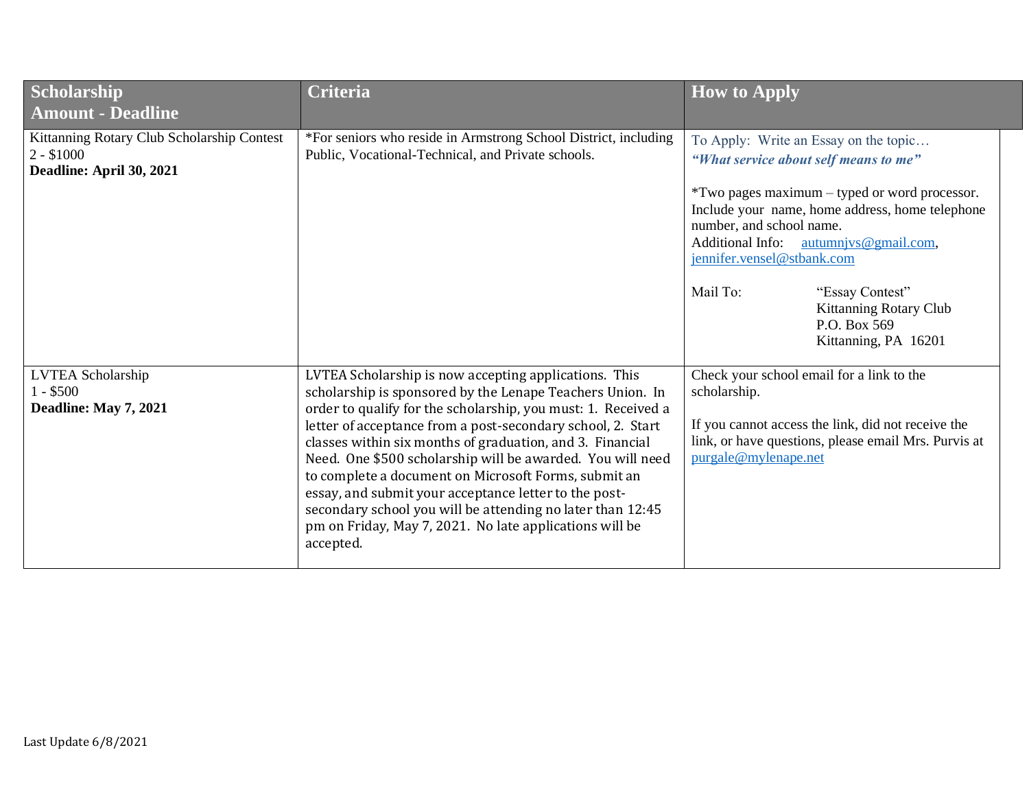| Scholarship<br>Amount - Deadline | Criteria | How to Apply |
|---|---|---|
| Kittanning Rotary Club Scholarship Contest<br>2 - $1000<br>**Deadline: April 30, 2021** | *For seniors who reside in Armstrong School District, including Public, Vocational-Technical, and Private schools. | To Apply: Write an Essay on the topic…<br>***"What service about self means to me"***<br><br>*Two pages maximum – typed or word processor. Include your name, home address, home telephone number, and school name.<br>Additional Info: autumnjvs@gmail.com, jennifer.vensel@stbank.com<br><br>Mail To: "Essay Contest"<br>Kittanning Rotary Club<br>P.O. Box 569<br>Kittanning, PA 16201 |
| LVTEA Scholarship<br>1 - $500<br>**Deadline: May 7, 2021** | LVTEA Scholarship is now accepting applications. This scholarship is sponsored by the Lenape Teachers Union. In order to qualify for the scholarship, you must: 1. Received a letter of acceptance from a post-secondary school, 2. Start classes within six months of graduation, and 3. Financial Need. One $500 scholarship will be awarded. You will need to complete a document on Microsoft Forms, submit an essay, and submit your acceptance letter to the post-secondary school you will be attending no later than 12:45 pm on Friday, May 7, 2021. No late applications will be accepted. | Check your school email for a link to the scholarship.<br><br>If you cannot access the link, did not receive the link, or have questions, please email Mrs. Purvis at purgale@mylenape.net |

Last Update 6/8/2021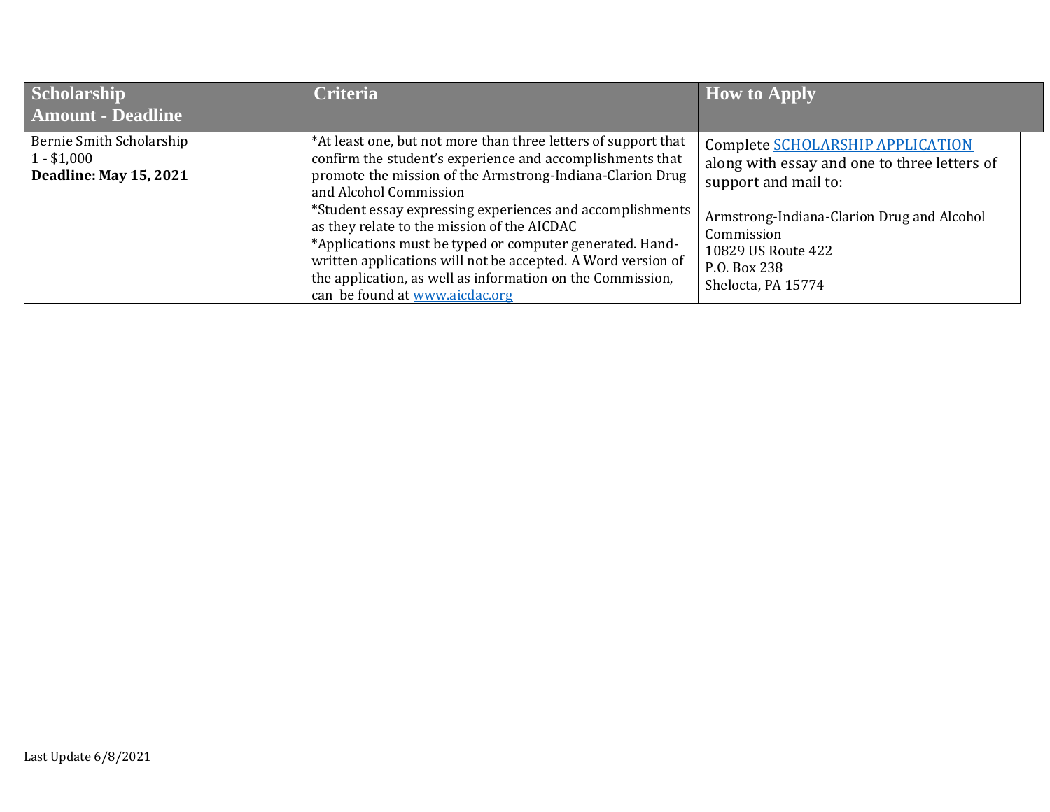| Scholarship Amount - Deadline | Criteria | How to Apply |
|---|---|---|
| Bernie Smith Scholarship<br>1 - $1,000<br>**Deadline: May 15, 2021** | *At least one, but not more than three letters of support that confirm the student's experience and accomplishments that promote the mission of the Armstrong-Indiana-Clarion Drug and Alcohol Commission<br>*Student essay expressing experiences and accomplishments as they relate to the mission of the AICDAC<br>*Applications must be typed or computer generated. Hand-written applications will not be accepted. A Word version of the application, as well as information on the Commission, can be found at [www.aicdac.org](http://www.aicdac.org) | Complete [SCHOLARSHIP APPLICATION]() along with essay and one to three letters of support and mail to:<br><br>Armstrong-Indiana-Clarion Drug and Alcohol Commission<br>10829 US Route 422<br>P.O. Box 238<br>Shelocta, PA 15774 |

Last Update 6/8/2021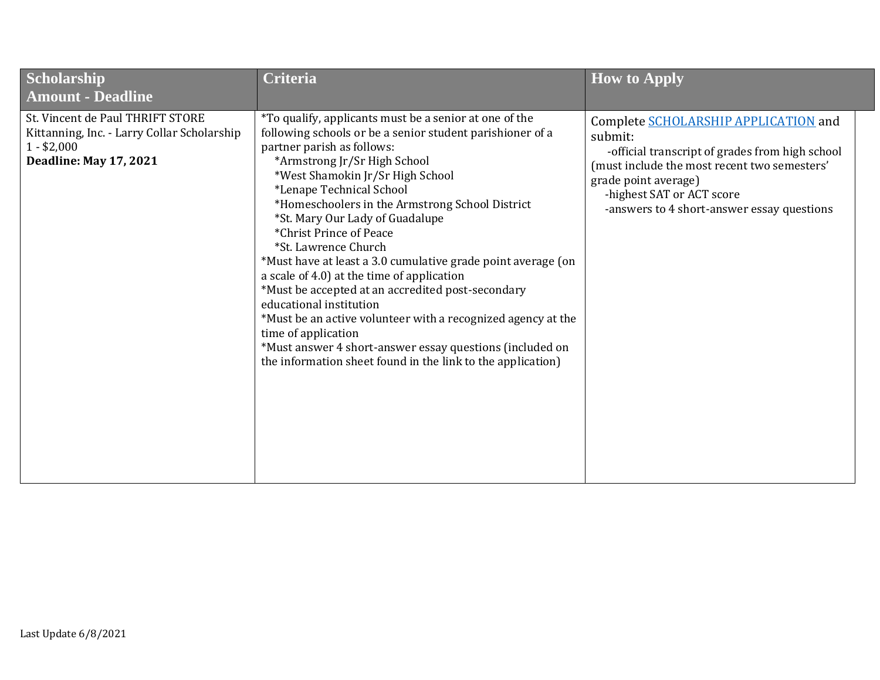| Scholarship<br>Amount - Deadline | Criteria | How to Apply |
|---|---|---|
| St. Vincent de Paul THRIFT STORE Kittanning, Inc. - Larry Collar Scholarship<br>1 - $2,000<br>**Deadline: May 17, 2021** | *To qualify, applicants must be a senior at one of the following schools or be a senior student parishioner of a partner parish as follows:<br>*Armstrong Jr/Sr High School<br>*West Shamokin Jr/Sr High School<br>*Lenape Technical School<br>*Homeschoolers in the Armstrong School District<br>*St. Mary Our Lady of Guadalupe<br>*Christ Prince of Peace<br>*St. Lawrence Church<br>*Must have at least a 3.0 cumulative grade point average (on a scale of 4.0) at the time of application<br>*Must be accepted at an accredited post-secondary educational institution<br>*Must be an active volunteer with a recognized agency at the time of application<br>*Must answer 4 short-answer essay questions (included on the information sheet found in the link to the application) | Complete SCHOLARSHIP APPLICATION and submit:<br>-official transcript of grades from high school (must include the most recent two semesters' grade point average)<br>-highest SAT or ACT score<br>-answers to 4 short-answer essay questions |

Last Update 6/8/2021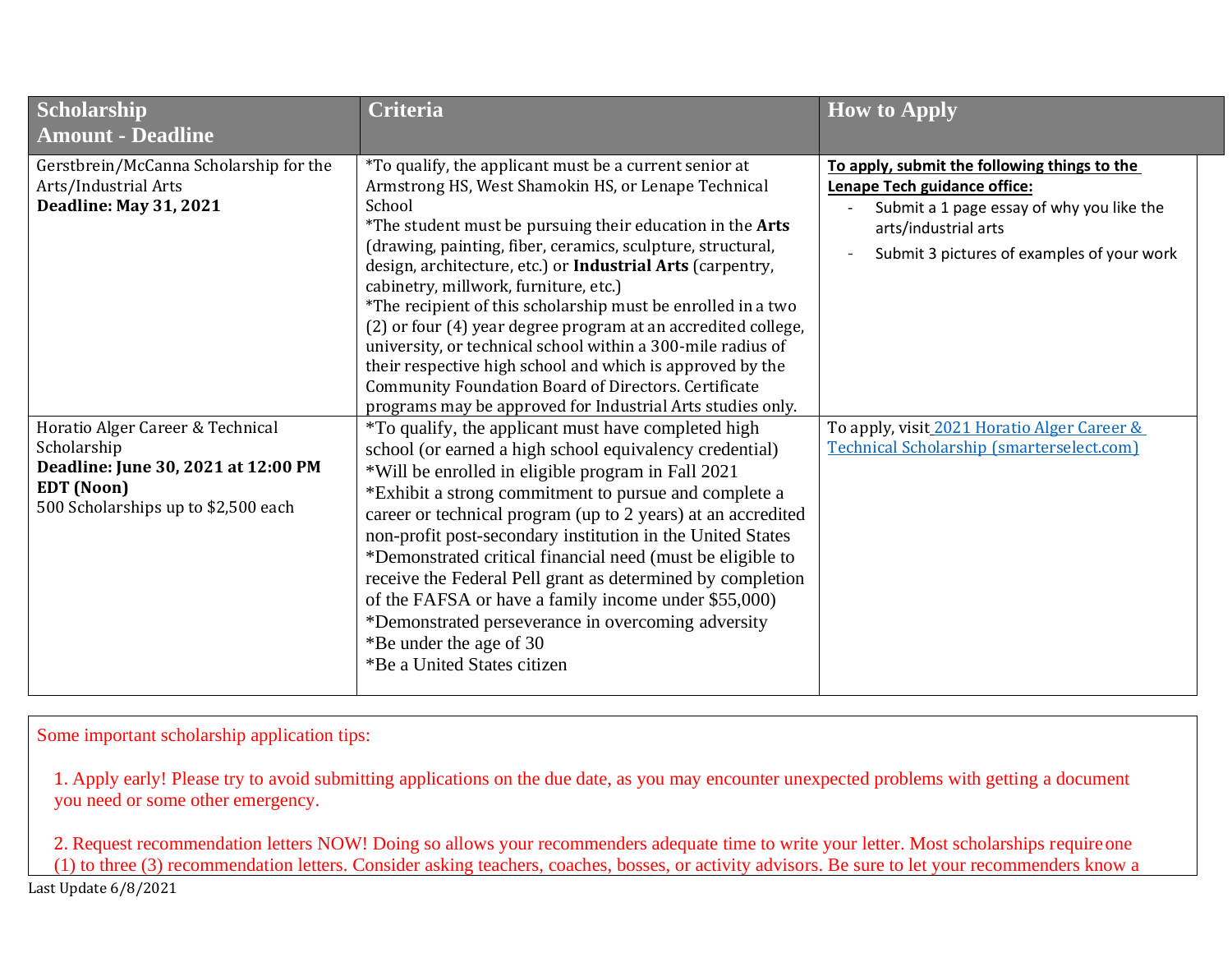| Scholarship<br>Amount - Deadline | Criteria | How to Apply |
|---|---|---|
| Gerstbrein/McCanna Scholarship for the Arts/Industrial Arts<br>**Deadline: May 31, 2021** | *To qualify, the applicant must be a current senior at Armstrong HS, West Shamokin HS, or Lenape Technical School<br>*The student must be pursuing their education in the **Arts** (drawing, painting, fiber, ceramics, sculpture, structural, design, architecture, etc.) or **Industrial Arts** (carpentry, cabinetry, millwork, furniture, etc.)<br>*The recipient of this scholarship must be enrolled in a two (2) or four (4) year degree program at an accredited college, university, or technical school within a 300-mile radius of their respective high school and which is approved by the Community Foundation Board of Directors. Certificate programs may be approved for Industrial Arts studies only. | **To apply, submit the following things to the Lenape Tech guidance office:**<br>- Submit a 1 page essay of why you like the arts/industrial arts<br>- Submit 3 pictures of examples of your work |
| Horatio Alger Career & Technical Scholarship<br>**Deadline: June 30, 2021 at 12:00 PM EDT (Noon)**<br>500 Scholarships up to $2,500 each | *To qualify, the applicant must have completed high school (or earned a high school equivalency credential)<br>*Will be enrolled in eligible program in Fall 2021<br>*Exhibit a strong commitment to pursue and complete a career or technical program (up to 2 years) at an accredited non-profit post-secondary institution in the United States<br>*Demonstrated critical financial need (must be eligible to receive the Federal Pell grant as determined by completion of the FAFSA or have a family income under $55,000)<br>*Demonstrated perseverance in overcoming adversity<br>*Be under the age of 30<br>*Be a United States citizen | To apply, visit [2021 Horatio Alger Career & Technical Scholarship (smarterselect.com)] |

Some important scholarship application tips:

1. Apply early! Please try to avoid submitting applications on the due date, as you may encounter unexpected problems with getting a document you need or some other emergency.

2. Request recommendation letters NOW! Doing so allows your recommenders adequate time to write your letter. Most scholarships require one (1) to three (3) recommendation letters. Consider asking teachers, coaches, bosses, or activity advisors. Be sure to let your recommenders know a

Last Update 6/8/2021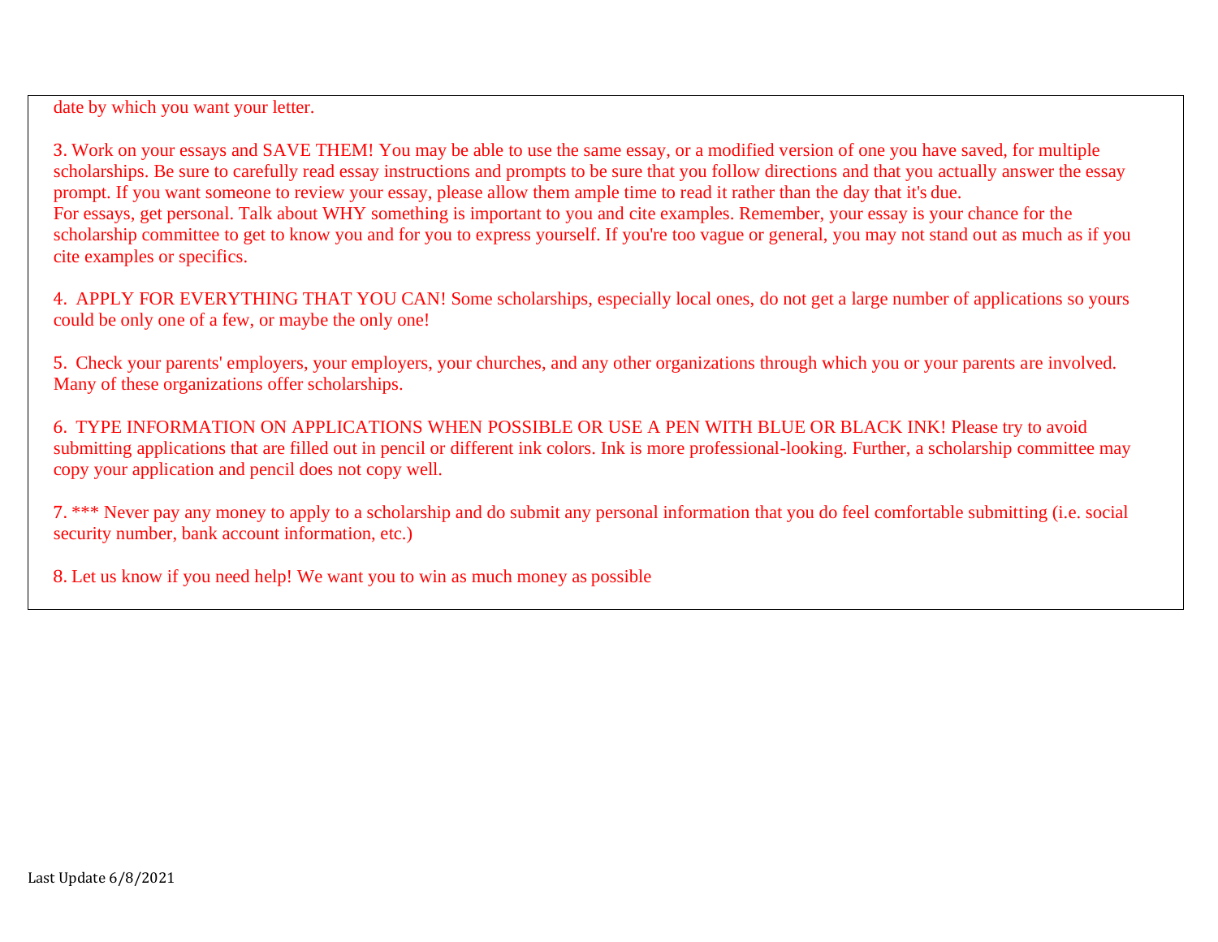date by which you want your letter.

3. Work on your essays and SAVE THEM! You may be able to use the same essay, or a modified version of one you have saved, for multiple scholarships. Be sure to carefully read essay instructions and prompts to be sure that you follow directions and that you actually answer the essay prompt. If you want someone to review your essay, please allow them ample time to read it rather than the day that it's due.
For essays, get personal. Talk about WHY something is important to you and cite examples. Remember, your essay is your chance for the scholarship committee to get to know you and for you to express yourself. If you're too vague or general, you may not stand out as much as if you cite examples or specifics.

4. APPLY FOR EVERYTHING THAT YOU CAN! Some scholarships, especially local ones, do not get a large number of applications so yours could be only one of a few, or maybe the only one!

5. Check your parents' employers, your employers, your churches, and any other organizations through which you or your parents are involved. Many of these organizations offer scholarships.

6. TYPE INFORMATION ON APPLICATIONS WHEN POSSIBLE OR USE A PEN WITH BLUE OR BLACK INK! Please try to avoid submitting applications that are filled out in pencil or different ink colors. Ink is more professional-looking. Further, a scholarship committee may copy your application and pencil does not copy well.

7. *** Never pay any money to apply to a scholarship and do submit any personal information that you do feel comfortable submitting (i.e. social security number, bank account information, etc.)

8. Let us know if you need help! We want you to win as much money as possible

Last Update 6/8/2021